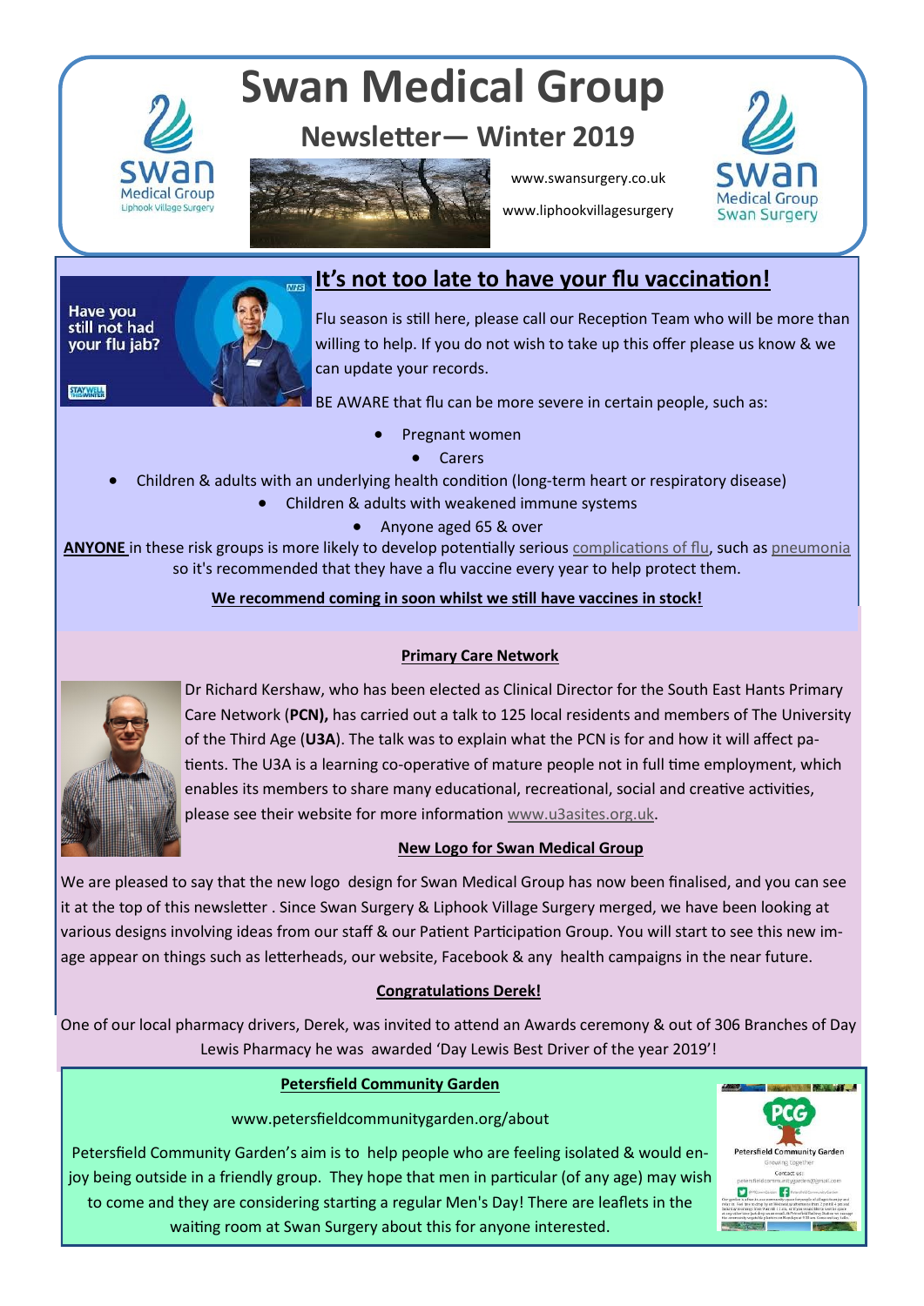# Swan Medical Group

## Newsletter— Winter 2019

www.swansurgery.co.uk

www.liphookvillagesurgery

## It's not too late to have your flu vaccination!

Have you still not had your flu jab?

Flu season is still here, please call our Reception Team who will be more than willing to help. If you do not wish to take up this offer please us know & we can update your records.

BE AWARE that flu can be more severe in certain people, such as:

- Pregnant women
- Carers
- Children & adults with an underlying health condition (long-term heart or respiratory disease)
- Children & adults with weakened immune systems
- Anyone aged 65 & over

**ANYONE** in these risk groups is more likely to develop potentially serious complications of flu, such as pneumonia so it's recommended that they have a flu vaccine every year to help protect them.

**We recommend coming in soon whilst we still have vaccines in stock!**

### Primary Care Network

Dr Richard Kershaw, who has been elected as Clinical Director for the South East Hants Primary Care Network (**PCN),** has carried out a talk to 125 local residents and members of The University of the Third Age (**U3A**). The talk was to explain what the PCN is for and how it will affect patients. The U3A is a learning co-operative of mature people not in full time employment, which enables its members to share many educational, recreational, social and creative activities, please see their website for more information www.u3asites.org.uk.

### New Logo for Swan Medical Group

We are pleased to say that the new logo design for Swan Medical Group has now been finalised, and you can see it at the top of this newsletter . Since Swan Surgery & Liphook Village Surgery merged, we have been looking at various designs involving ideas from our staff & our Patient Participation Group. You will start to see this new image appear on things such as letterheads, our website, Facebook & any health campaigns in the near future.

### Congratulations Derek!

One of our local pharmacy drivers, Derek, was invited to attend an Awards ceremony & out of 306 Branches of Day Lewis Pharmacy he was awarded 'Day Lewis Best Driver of the year 2019'!

### Petersfield Community Garden

www.petersfieldcommunitygarden.org/about

Petersfield Community Garden's aim is to help people who are feeling isolated & would enjoy being outside in a friendly group. They hope that men in particular (of any age) may wish to come and they are considering starting a regular Men's Day! There are leaflets in the waiting room at Swan Surgery about this for anyone interested.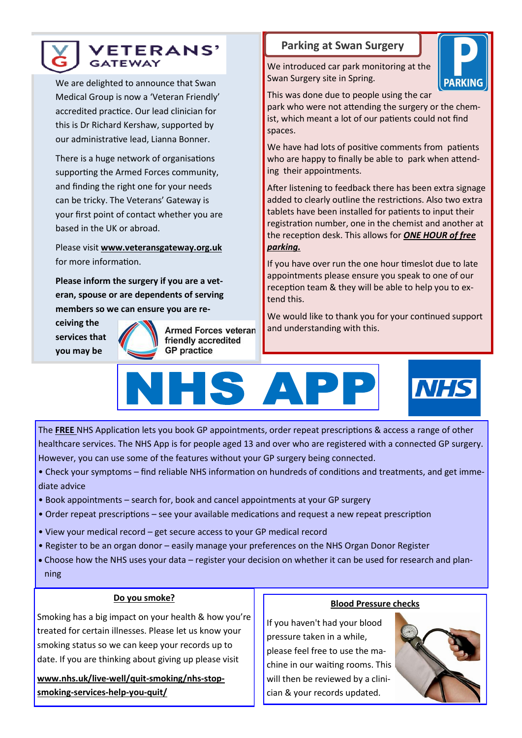## VETERANS' GATEWAY

We are delighted to announce that Swan Medical Group is now a 'Veteran Friendly' accredited practice. Our lead clinician for this is Dr Richard Kershaw, supported by our administrative lead, Lianna Bonner.

There is a huge network of organisations supporting the Armed Forces community, and finding the right one for your needs can be tricky. The Veterans' Gateway is your first point of contact whether you are based in the UK or abroad.

Please visit **www.veteransgateway.org.uk** for more information.

**Please inform the surgery if you are a veteran, spouse or are dependents of serving members so we can ensure you are receiving the services that you may be**

Armed Forces veteran friendly accredited GP practice

## Parking at Swan Surgery

PARKING

We introduced car park monitoring at the Swan Surgery site in Spring.

This was done due to people using the car park who were not attending the surgery or the chemist, which meant a lot of our patients could not find spaces.

We have had lots of positive comments from patients who are happy to finally be able to park when attending their appointments.

After listening to feedback there has been extra signage added to clearly outline the restrictions. Also two extra tablets have been installed for patients to input their registration number, one in the chemist and another at the reception desk. This allows for ***ONE HOUR of free parking.***

If you have over run the one hour timeslot due to late appointments please ensure you speak to one of our reception team & they will be able to help you to extend this.

We would like to thank you for your continued support and understanding with this.

# NHS APP

NHS

The **FREE** NHS Application lets you book GP appointments, order repeat prescriptions & access a range of other healthcare services. The NHS App is for people aged 13 and over who are registered with a connected GP surgery. However, you can use some of the features without your GP surgery being connected.

- Check your symptoms – find reliable NHS information on hundreds of conditions and treatments, and get immediate advice
- Book appointments – search for, book and cancel appointments at your GP surgery
- Order repeat prescriptions – see your available medications and request a new repeat prescription
- View your medical record – get secure access to your GP medical record
- Register to be an organ donor – easily manage your preferences on the NHS Organ Donor Register
- Choose how the NHS uses your data – register your decision on whether it can be used for research and planning

### Do you smoke?

Smoking has a big impact on your health & how you're treated for certain illnesses. Please let us know your smoking status so we can keep your records up to date. If you are thinking about giving up please visit

**www.nhs.uk/live-well/quit-smoking/nhs-stop-smoking-services-help-you-quit/**

### Blood Pressure checks

If you haven't had your blood pressure taken in a while, please feel free to use the machine in our waiting rooms. This will then be reviewed by a clinician & your records updated.